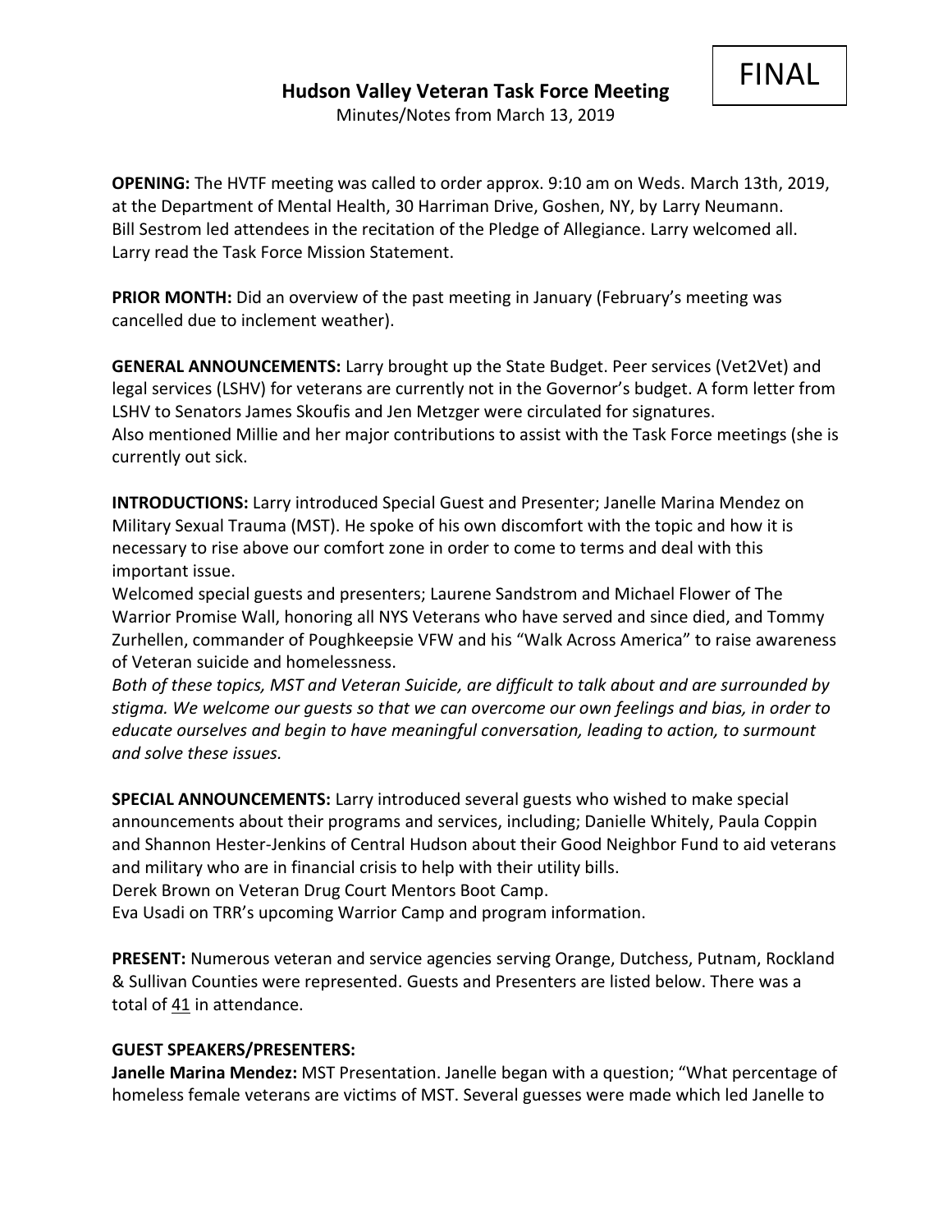FINAL

## Hudson Valley Veteran Task Force Meeting

Minutes/Notes from March 13, 2019

**OPENING:** The HVTF meeting was called to order approx. 9:10 am on Weds. March 13th, 2019, at the Department of Mental Health, 30 Harriman Drive, Goshen, NY, by Larry Neumann. Bill Sestrom led attendees in the recitation of the Pledge of Allegiance. Larry welcomed all. Larry read the Task Force Mission Statement.

**PRIOR MONTH:** Did an overview of the past meeting in January (February's meeting was cancelled due to inclement weather).

**GENERAL ANNOUNCEMENTS:** Larry brought up the State Budget. Peer services (Vet2Vet) and legal services (LSHV) for veterans are currently not in the Governor's budget. A form letter from LSHV to Senators James Skoufis and Jen Metzger were circulated for signatures.
Also mentioned Millie and her major contributions to assist with the Task Force meetings (she is currently out sick.

**INTRODUCTIONS:** Larry introduced Special Guest and Presenter; Janelle Marina Mendez on Military Sexual Trauma (MST). He spoke of his own discomfort with the topic and how it is necessary to rise above our comfort zone in order to come to terms and deal with this important issue.
Welcomed special guests and presenters; Laurene Sandstrom and Michael Flower of The Warrior Promise Wall, honoring all NYS Veterans who have served and since died, and Tommy Zurhellen, commander of Poughkeepsie VFW and his "Walk Across America" to raise awareness of Veteran suicide and homelessness.
*Both of these topics, MST and Veteran Suicide, are difficult to talk about and are surrounded by stigma. We welcome our guests so that we can overcome our own feelings and bias, in order to educate ourselves and begin to have meaningful conversation, leading to action, to surmount and solve these issues.*

**SPECIAL ANNOUNCEMENTS:** Larry introduced several guests who wished to make special announcements about their programs and services, including; Danielle Whitely, Paula Coppin and Shannon Hester-Jenkins of Central Hudson about their Good Neighbor Fund to aid veterans and military who are in financial crisis to help with their utility bills.
Derek Brown on Veteran Drug Court Mentors Boot Camp.
Eva Usadi on TRR's upcoming Warrior Camp and program information.

**PRESENT:** Numerous veteran and service agencies serving Orange, Dutchess, Putnam, Rockland & Sullivan Counties were represented. Guests and Presenters are listed below. There was a total of 41 in attendance.

**GUEST SPEAKERS/PRESENTERS:**
**Janelle Marina Mendez:** MST Presentation. Janelle began with a question; "What percentage of homeless female veterans are victims of MST. Several guesses were made which led Janelle to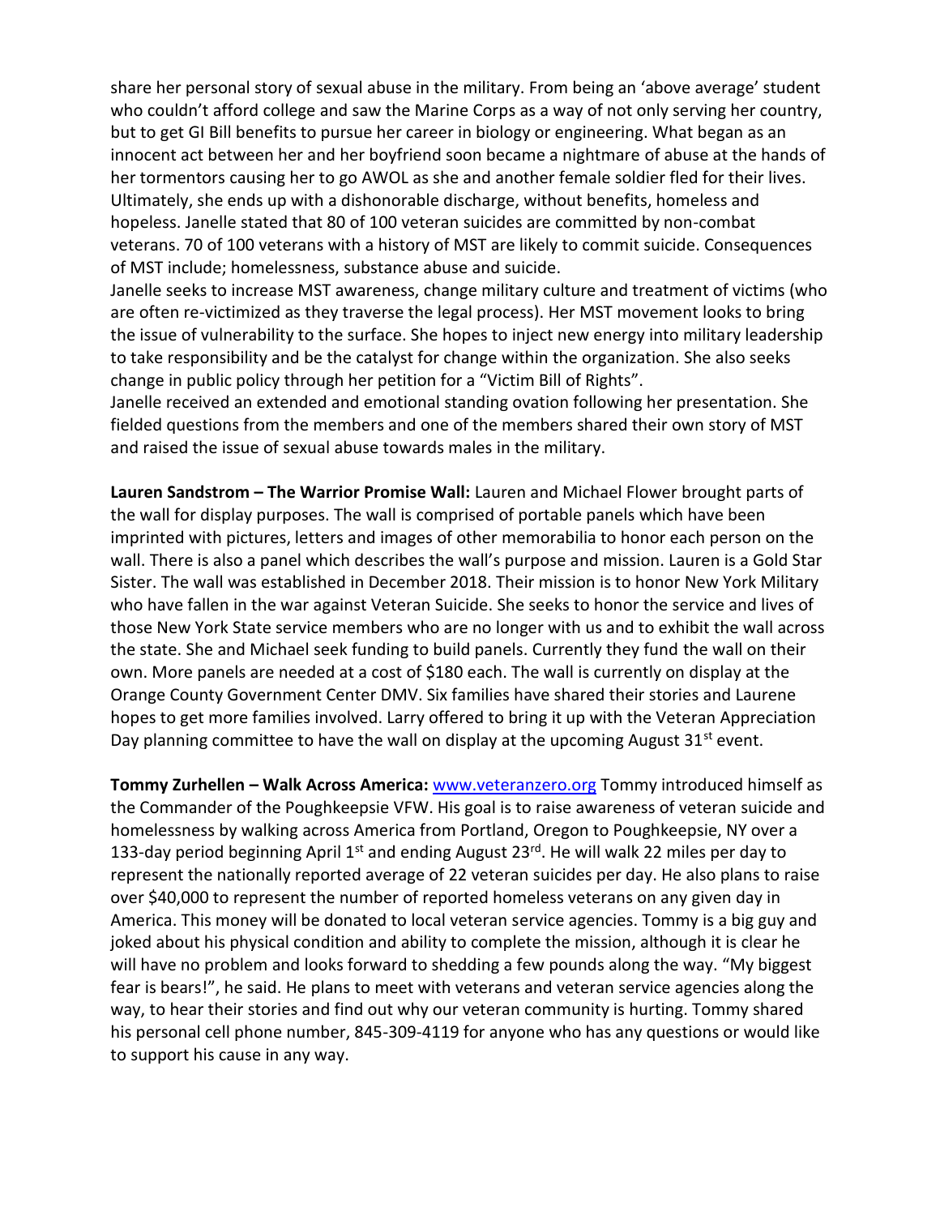share her personal story of sexual abuse in the military. From being an 'above average' student who couldn't afford college and saw the Marine Corps as a way of not only serving her country, but to get GI Bill benefits to pursue her career in biology or engineering. What began as an innocent act between her and her boyfriend soon became a nightmare of abuse at the hands of her tormentors causing her to go AWOL as she and another female soldier fled for their lives. Ultimately, she ends up with a dishonorable discharge, without benefits, homeless and hopeless. Janelle stated that 80 of 100 veteran suicides are committed by non-combat veterans. 70 of 100 veterans with a history of MST are likely to commit suicide. Consequences of MST include; homelessness, substance abuse and suicide.

Janelle seeks to increase MST awareness, change military culture and treatment of victims (who are often re-victimized as they traverse the legal process). Her MST movement looks to bring the issue of vulnerability to the surface. She hopes to inject new energy into military leadership to take responsibility and be the catalyst for change within the organization. She also seeks change in public policy through her petition for a "Victim Bill of Rights".

Janelle received an extended and emotional standing ovation following her presentation. She fielded questions from the members and one of the members shared their own story of MST and raised the issue of sexual abuse towards males in the military.

**Lauren Sandstrom – The Warrior Promise Wall:** Lauren and Michael Flower brought parts of the wall for display purposes. The wall is comprised of portable panels which have been imprinted with pictures, letters and images of other memorabilia to honor each person on the wall. There is also a panel which describes the wall's purpose and mission. Lauren is a Gold Star Sister. The wall was established in December 2018. Their mission is to honor New York Military who have fallen in the war against Veteran Suicide. She seeks to honor the service and lives of those New York State service members who are no longer with us and to exhibit the wall across the state. She and Michael seek funding to build panels. Currently they fund the wall on their own. More panels are needed at a cost of $180 each. The wall is currently on display at the Orange County Government Center DMV. Six families have shared their stories and Laurene hopes to get more families involved. Larry offered to bring it up with the Veteran Appreciation Day planning committee to have the wall on display at the upcoming August 31st event.

**Tommy Zurhellen – Walk Across America:** www.veteranzero.org Tommy introduced himself as the Commander of the Poughkeepsie VFW. His goal is to raise awareness of veteran suicide and homelessness by walking across America from Portland, Oregon to Poughkeepsie, NY over a 133-day period beginning April 1st and ending August 23rd. He will walk 22 miles per day to represent the nationally reported average of 22 veteran suicides per day. He also plans to raise over $40,000 to represent the number of reported homeless veterans on any given day in America. This money will be donated to local veteran service agencies. Tommy is a big guy and joked about his physical condition and ability to complete the mission, although it is clear he will have no problem and looks forward to shedding a few pounds along the way. "My biggest fear is bears!", he said. He plans to meet with veterans and veteran service agencies along the way, to hear their stories and find out why our veteran community is hurting. Tommy shared his personal cell phone number, 845-309-4119 for anyone who has any questions or would like to support his cause in any way.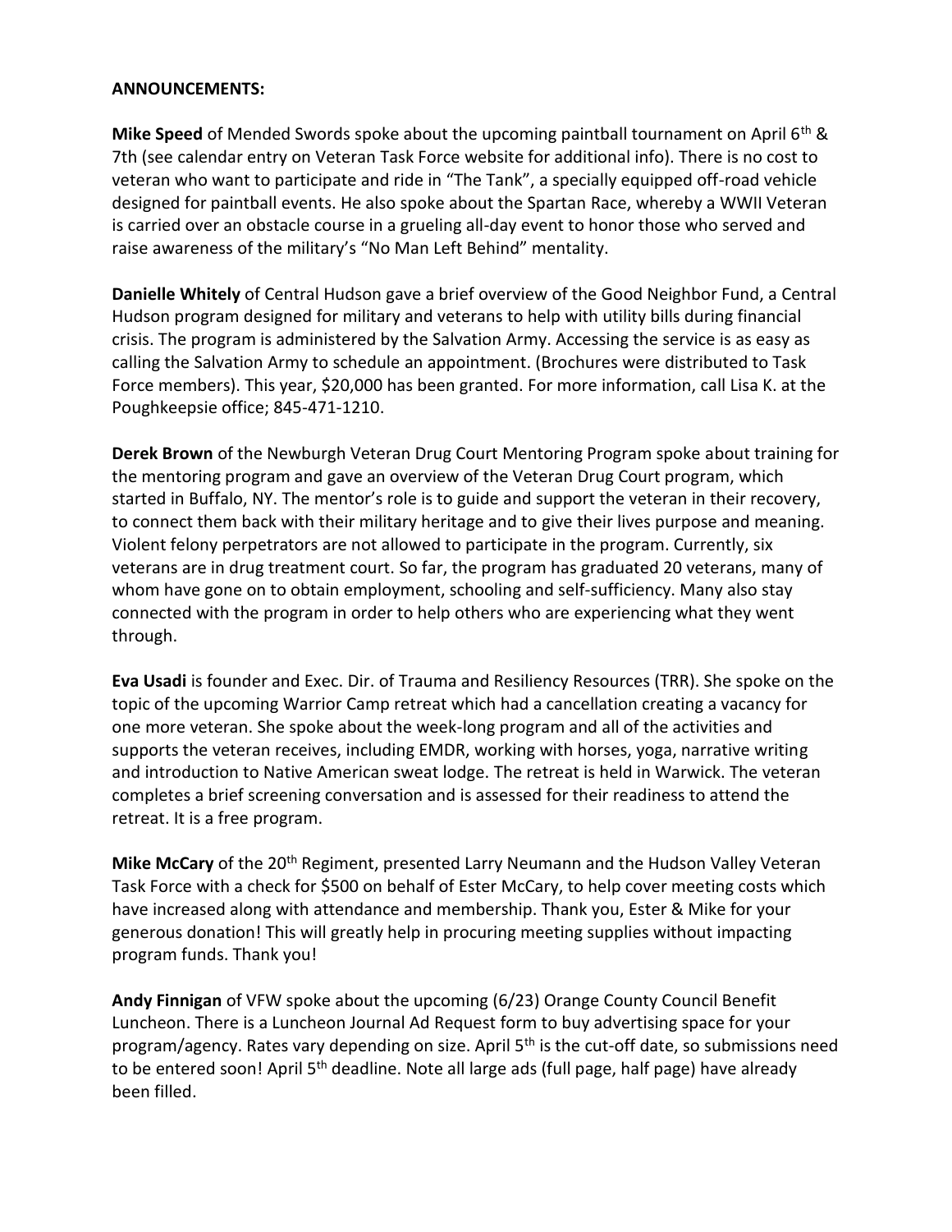**ANNOUNCEMENTS:**

**Mike Speed** of Mended Swords spoke about the upcoming paintball tournament on April 6th & 7th (see calendar entry on Veteran Task Force website for additional info). There is no cost to veteran who want to participate and ride in "The Tank", a specially equipped off-road vehicle designed for paintball events. He also spoke about the Spartan Race, whereby a WWII Veteran is carried over an obstacle course in a grueling all-day event to honor those who served and raise awareness of the military's "No Man Left Behind" mentality.

**Danielle Whitely** of Central Hudson gave a brief overview of the Good Neighbor Fund, a Central Hudson program designed for military and veterans to help with utility bills during financial crisis. The program is administered by the Salvation Army. Accessing the service is as easy as calling the Salvation Army to schedule an appointment. (Brochures were distributed to Task Force members). This year, $20,000 has been granted. For more information, call Lisa K. at the Poughkeepsie office; 845-471-1210.

**Derek Brown** of the Newburgh Veteran Drug Court Mentoring Program spoke about training for the mentoring program and gave an overview of the Veteran Drug Court program, which started in Buffalo, NY. The mentor's role is to guide and support the veteran in their recovery, to connect them back with their military heritage and to give their lives purpose and meaning. Violent felony perpetrators are not allowed to participate in the program. Currently, six veterans are in drug treatment court. So far, the program has graduated 20 veterans, many of whom have gone on to obtain employment, schooling and self-sufficiency. Many also stay connected with the program in order to help others who are experiencing what they went through.

**Eva Usadi** is founder and Exec. Dir. of Trauma and Resiliency Resources (TRR). She spoke on the topic of the upcoming Warrior Camp retreat which had a cancellation creating a vacancy for one more veteran. She spoke about the week-long program and all of the activities and supports the veteran receives, including EMDR, working with horses, yoga, narrative writing and introduction to Native American sweat lodge. The retreat is held in Warwick. The veteran completes a brief screening conversation and is assessed for their readiness to attend the retreat. It is a free program.

**Mike McCary** of the 20th Regiment, presented Larry Neumann and the Hudson Valley Veteran Task Force with a check for $500 on behalf of Ester McCary, to help cover meeting costs which have increased along with attendance and membership. Thank you, Ester & Mike for your generous donation! This will greatly help in procuring meeting supplies without impacting program funds. Thank you!

**Andy Finnigan** of VFW spoke about the upcoming (6/23) Orange County Council Benefit Luncheon. There is a Luncheon Journal Ad Request form to buy advertising space for your program/agency. Rates vary depending on size. April 5th is the cut-off date, so submissions need to be entered soon! April 5th deadline. Note all large ads (full page, half page) have already been filled.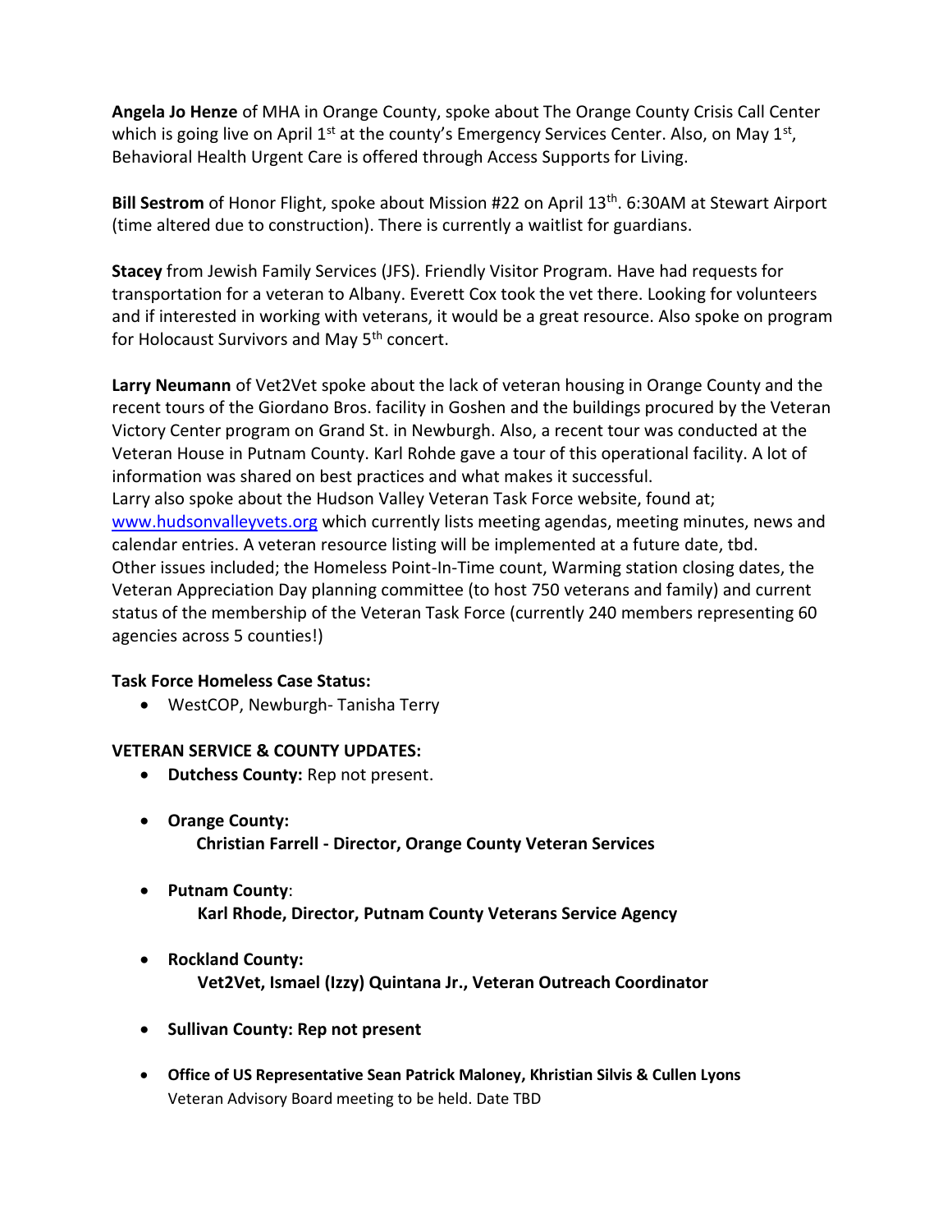**Angela Jo Henze** of MHA in Orange County, spoke about The Orange County Crisis Call Center which is going live on April 1st at the county's Emergency Services Center. Also, on May 1st, Behavioral Health Urgent Care is offered through Access Supports for Living.

**Bill Sestrom** of Honor Flight, spoke about Mission #22 on April 13th. 6:30AM at Stewart Airport (time altered due to construction). There is currently a waitlist for guardians.

**Stacey** from Jewish Family Services (JFS). Friendly Visitor Program. Have had requests for transportation for a veteran to Albany. Everett Cox took the vet there. Looking for volunteers and if interested in working with veterans, it would be a great resource. Also spoke on program for Holocaust Survivors and May 5th concert.

**Larry Neumann** of Vet2Vet spoke about the lack of veteran housing in Orange County and the recent tours of the Giordano Bros. facility in Goshen and the buildings procured by the Veteran Victory Center program on Grand St. in Newburgh. Also, a recent tour was conducted at the Veteran House in Putnam County. Karl Rohde gave a tour of this operational facility. A lot of information was shared on best practices and what makes it successful.
Larry also spoke about the Hudson Valley Veteran Task Force website, found at; www.hudsonvalleyvets.org which currently lists meeting agendas, meeting minutes, news and calendar entries. A veteran resource listing will be implemented at a future date, tbd.
Other issues included; the Homeless Point-In-Time count, Warming station closing dates, the Veteran Appreciation Day planning committee (to host 750 veterans and family) and current status of the membership of the Veteran Task Force (currently 240 members representing 60 agencies across 5 counties!)

**Task Force Homeless Case Status:**

- WestCOP, Newburgh- Tanisha Terry

**VETERAN SERVICE & COUNTY UPDATES:**

- **Dutchess County:** Rep not present.
- **Orange County:**
  **Christian Farrell - Director, Orange County Veteran Services**
- **Putnam County**:
  **Karl Rhode, Director, Putnam County Veterans Service Agency**
- **Rockland County:**
  **Vet2Vet, Ismael (Izzy) Quintana Jr., Veteran Outreach Coordinator**
- **Sullivan County: Rep not present**
- **Office of US Representative Sean Patrick Maloney, Khristian Silvis & Cullen Lyons**
  Veteran Advisory Board meeting to be held. Date TBD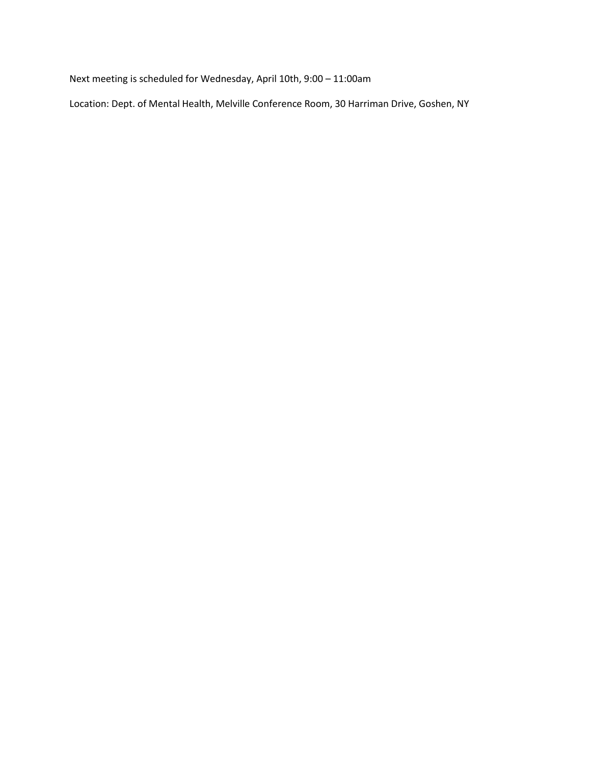Next meeting is scheduled for Wednesday, April 10th, 9:00 – 11:00am

Location: Dept. of Mental Health, Melville Conference Room, 30 Harriman Drive, Goshen, NY